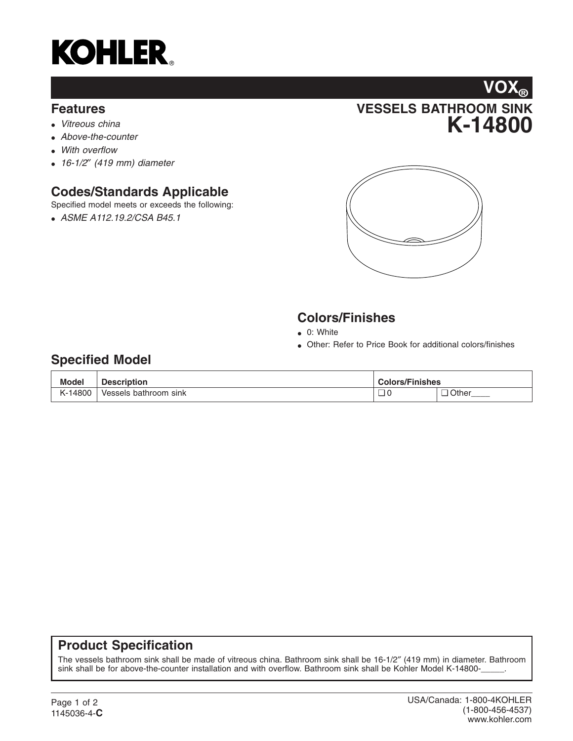# KOHLER

## VOX®

## VESSELS BATHROOM SINK
# K-14800

## Features

- *Vitreous china*
- *Above-the-counter*
- *With overflow*
- *16-1/2″ (419 mm) diameter*

## Codes/Standards Applicable

Specified model meets or exceeds the following:

- *ASME A112.19.2/CSA B45.1*

## Colors/Finishes

- 0: White
- Other: Refer to Price Book for additional colors/finishes

## Specified Model

| Model | Description | Colors/Finishes | |
|---|---|---|---|
| K-14800 | Vessels bathroom sink | ❑ 0 | ❑ Other____ |

## Product Specification

The vessels bathroom sink shall be made of vitreous china. Bathroom sink shall be 16-1/2″ (419 mm) in diameter. Bathroom sink shall be for above-the-counter installation and with overflow. Bathroom sink shall be Kohler Model K-14800-_____.

1145036-4-**C**

USA/Canada: 1-800-4KOHLER
(1-800-456-4537)
www.kohler.com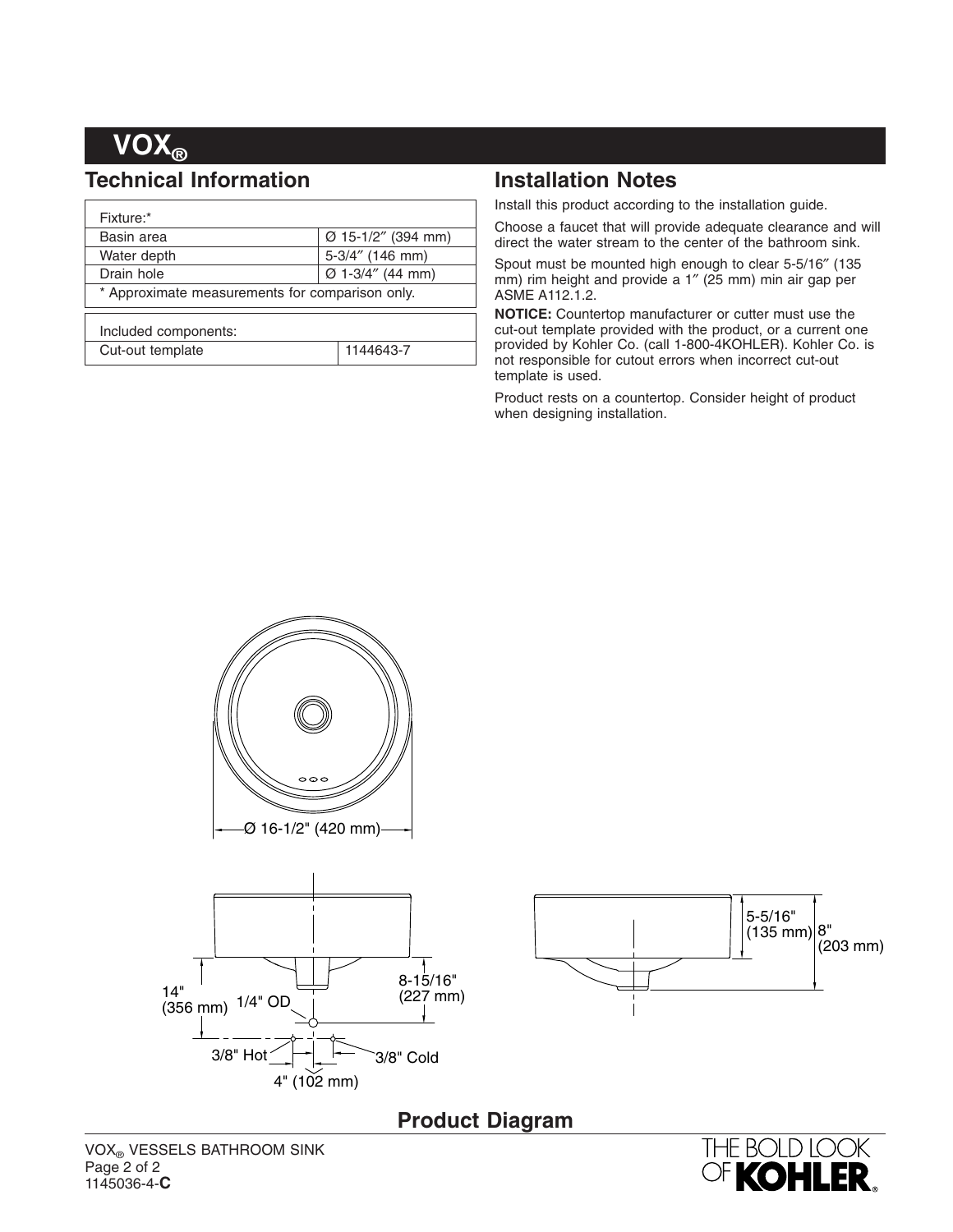# VOX®

## Technical Information

| Fixture:* | |
|---|---|
| Basin area | Ø 15-1/2″ (394 mm) |
| Water depth | 5-3/4″ (146 mm) |
| Drain hole | Ø 1-3/4″ (44 mm) |
| * Approximate measurements for comparison only. | |

| Included components: | |
|---|---|
| Cut-out template | 1144643-7 |

## Installation Notes

Install this product according to the installation guide.

Choose a faucet that will provide adequate clearance and will direct the water stream to the center of the bathroom sink.

Spout must be mounted high enough to clear 5-5/16″ (135 mm) rim height and provide a 1″ (25 mm) min air gap per ASME A112.1.2.

**NOTICE:** Countertop manufacturer or cutter must use the cut-out template provided with the product, or a current one provided by Kohler Co. (call 1-800-4KOHLER). Kohler Co. is not responsible for cutout errors when incorrect cut-out template is used.

Product rests on a countertop. Consider height of product when designing installation.

Ø 16-1/2" (420 mm)

14" (356 mm)

1/4" OD

8-15/16" (227 mm)

3/8" Hot

3/8" Cold

4" (102 mm)

5-5/16" (135 mm)

8" (203 mm)

## Product Diagram

VOX® VESSELS BATHROOM SINK

1145036-4-**C**

THE BOLD LOOK OF **KOHLER**®